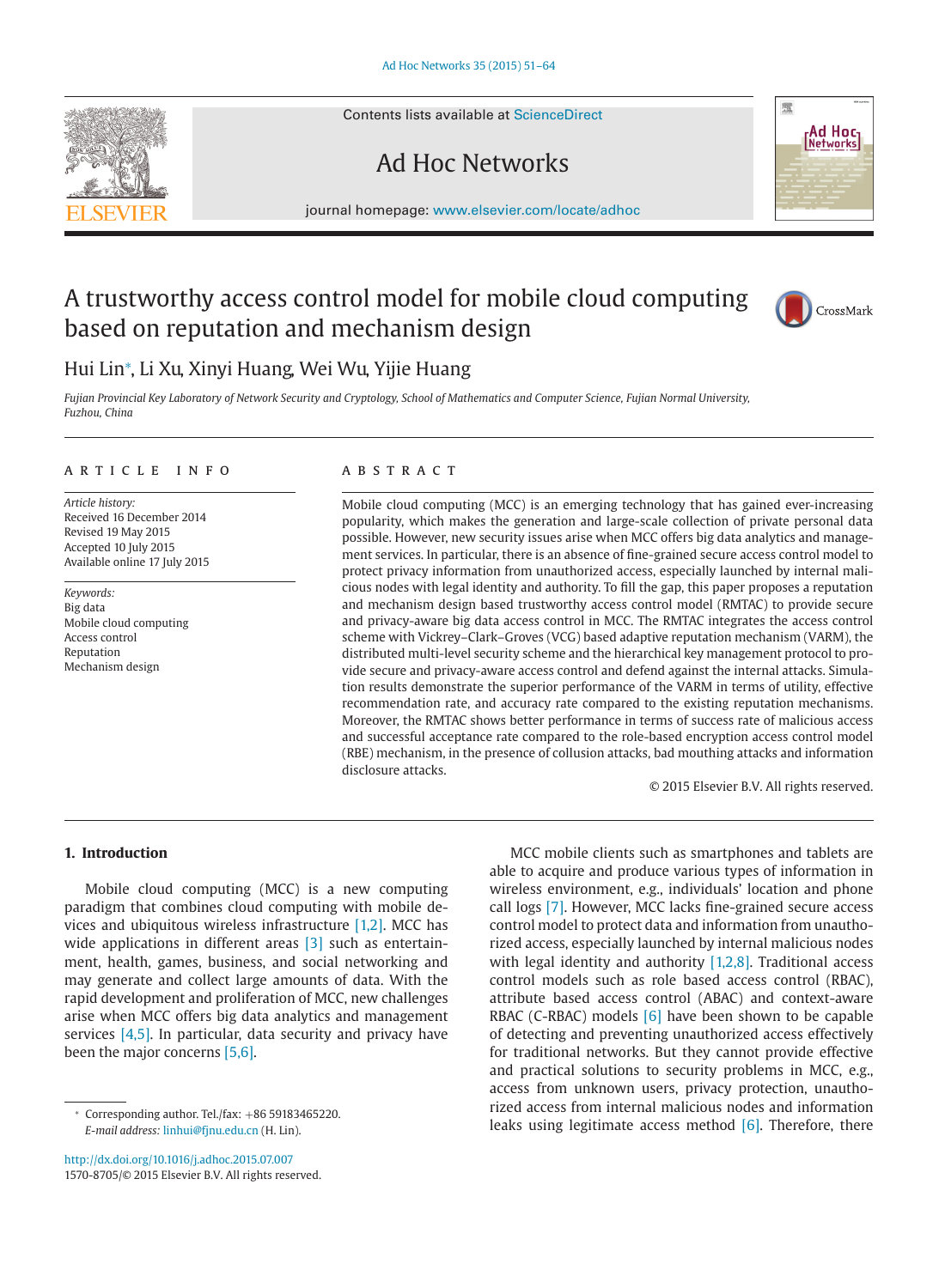# A trustworthy access control model for mobile cloud computing based on reputation and mechanism design

Hui Lin*, Li Xu, Xinyi Huang, Wei Wu, Yijie Huang

*Fujian Provincial Key Laboratory of Network Security and Cryptology, School of Mathematics and Computer Science, Fujian Normal University, Fuzhou, China*

## ARTICLE INFO

*Article history:*
Received 16 December 2014
Revised 19 May 2015
Accepted 10 July 2015
Available online 17 July 2015

*Keywords:*
Big data
Mobile cloud computing
Access control
Reputation
Mechanism design

## ABSTRACT

Mobile cloud computing (MCC) is an emerging technology that has gained ever-increasing popularity, which makes the generation and large-scale collection of private personal data possible. However, new security issues arise when MCC offers big data analytics and management services. In particular, there is an absence of fine-grained secure access control model to protect privacy information from unauthorized access, especially launched by internal malicious nodes with legal identity and authority. To fill the gap, this paper proposes a reputation and mechanism design based trustworthy access control model (RMTAC) to provide secure and privacy-aware big data access control in MCC. The RMTAC integrates the access control scheme with Vickrey–Clark–Groves (VCG) based adaptive reputation mechanism (VARM), the distributed multi-level security scheme and the hierarchical key management protocol to provide secure and privacy-aware access control and defend against the internal attacks. Simulation results demonstrate the superior performance of the VARM in terms of utility, effective recommendation rate, and accuracy rate compared to the existing reputation mechanisms. Moreover, the RMTAC shows better performance in terms of success rate of malicious access and successful acceptance rate compared to the role-based encryption access control model (RBE) mechanism, in the presence of collusion attacks, bad mouthing attacks and information disclosure attacks.

© 2015 Elsevier B.V. All rights reserved.

## 1. Introduction

Mobile cloud computing (MCC) is a new computing paradigm that combines cloud computing with mobile devices and ubiquitous wireless infrastructure [1,2]. MCC has wide applications in different areas [3] such as entertainment, health, games, business, and social networking and may generate and collect large amounts of data. With the rapid development and proliferation of MCC, new challenges arise when MCC offers big data analytics and management services [4,5]. In particular, data security and privacy have been the major concerns [5,6].

MCC mobile clients such as smartphones and tablets are able to acquire and produce various types of information in wireless environment, e.g., individuals' location and phone call logs [7]. However, MCC lacks fine-grained secure access control model to protect data and information from unauthorized access, especially launched by internal malicious nodes with legal identity and authority [1,2,8]. Traditional access control models such as role based access control (RBAC), attribute based access control (ABAC) and context-aware RBAC (C-RBAC) models [6] have been shown to be capable of detecting and preventing unauthorized access effectively for traditional networks. But they cannot provide effective and practical solutions to security problems in MCC, e.g., access from unknown users, privacy protection, unauthorized access from internal malicious nodes and information leaks using legitimate access method [6]. Therefore, there

* Corresponding author. Tel./fax: +86 59183465220.
*E-mail address:* linhui@fjnu.edu.cn (H. Lin).

http://dx.doi.org/10.1016/j.adhoc.2015.07.007
1570-8705/© 2015 Elsevier B.V. All rights reserved.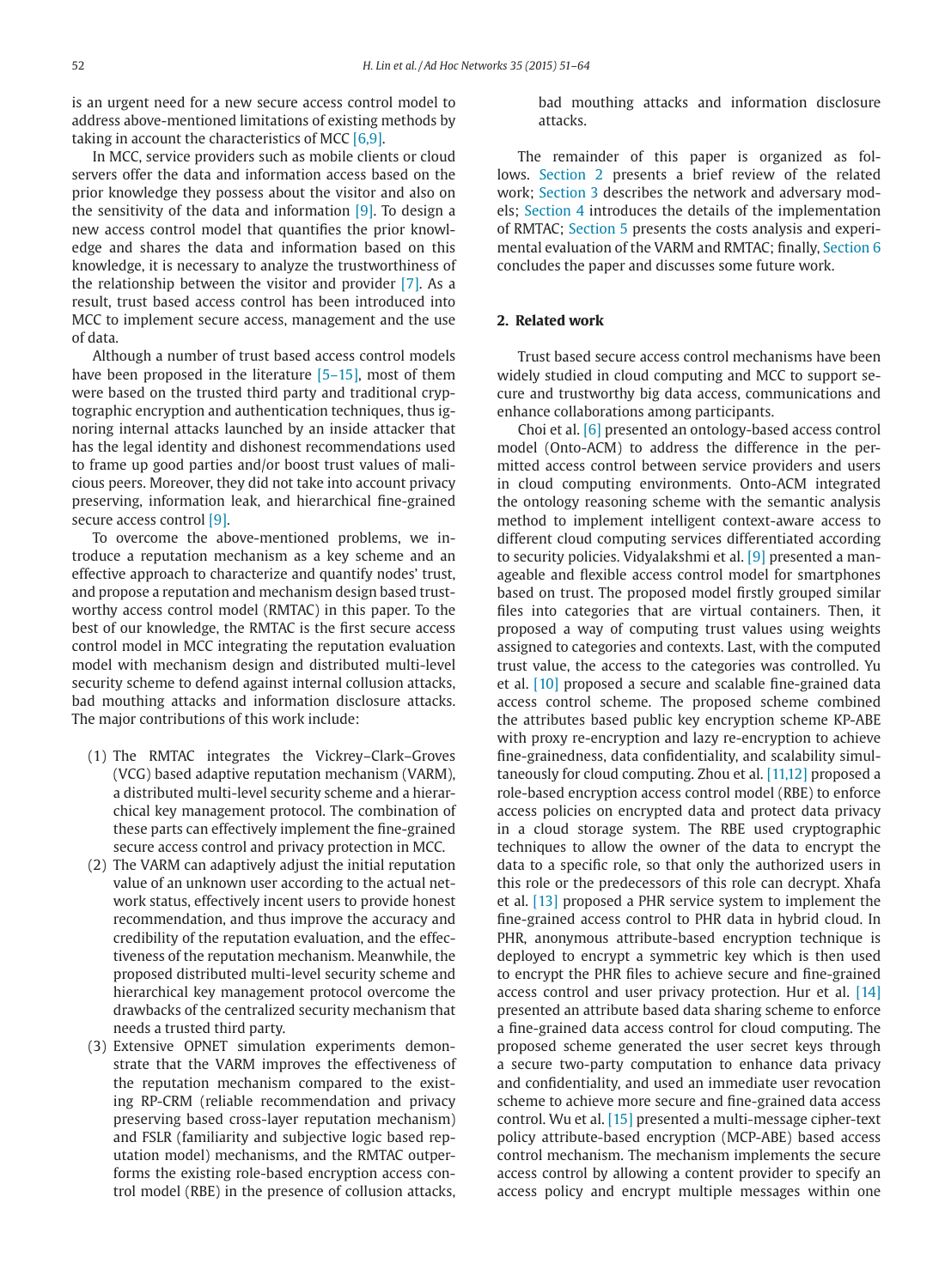is an urgent need for a new secure access control model to address above-mentioned limitations of existing methods by taking in account the characteristics of MCC [6,9].

In MCC, service providers such as mobile clients or cloud servers offer the data and information access based on the prior knowledge they possess about the visitor and also on the sensitivity of the data and information [9]. To design a new access control model that quantifies the prior knowledge and shares the data and information based on this knowledge, it is necessary to analyze the trustworthiness of the relationship between the visitor and provider [7]. As a result, trust based access control has been introduced into MCC to implement secure access, management and the use of data.

Although a number of trust based access control models have been proposed in the literature [5–15], most of them were based on the trusted third party and traditional cryptographic encryption and authentication techniques, thus ignoring internal attacks launched by an inside attacker that has the legal identity and dishonest recommendations used to frame up good parties and/or boost trust values of malicious peers. Moreover, they did not take into account privacy preserving, information leak, and hierarchical fine-grained secure access control [9].

To overcome the above-mentioned problems, we introduce a reputation mechanism as a key scheme and an effective approach to characterize and quantify nodes' trust, and propose a reputation and mechanism design based trustworthy access control model (RMTAC) in this paper. To the best of our knowledge, the RMTAC is the first secure access control model in MCC integrating the reputation evaluation model with mechanism design and distributed multi-level security scheme to defend against internal collusion attacks, bad mouthing attacks and information disclosure attacks. The major contributions of this work include:

1. The RMTAC integrates the Vickrey–Clark–Groves (VCG) based adaptive reputation mechanism (VARM), a distributed multi-level security scheme and a hierarchical key management protocol. The combination of these parts can effectively implement the fine-grained secure access control and privacy protection in MCC.
2. The VARM can adaptively adjust the initial reputation value of an unknown user according to the actual network status, effectively incent users to provide honest recommendation, and thus improve the accuracy and credibility of the reputation evaluation, and the effectiveness of the reputation mechanism. Meanwhile, the proposed distributed multi-level security scheme and hierarchical key management protocol overcome the drawbacks of the centralized security mechanism that needs a trusted third party.
3. Extensive OPNET simulation experiments demonstrate that the VARM improves the effectiveness of the reputation mechanism compared to the existing RP-CRM (reliable recommendation and privacy preserving based cross-layer reputation mechanism) and FSLR (familiarity and subjective logic based reputation model) mechanisms, and the RMTAC outperforms the existing role-based encryption access control model (RBE) in the presence of collusion attacks, bad mouthing attacks and information disclosure attacks.

The remainder of this paper is organized as follows. Section 2 presents a brief review of the related work; Section 3 describes the network and adversary models; Section 4 introduces the details of the implementation of RMTAC; Section 5 presents the costs analysis and experimental evaluation of the VARM and RMTAC; finally, Section 6 concludes the paper and discusses some future work.

## 2. Related work

Trust based secure access control mechanisms have been widely studied in cloud computing and MCC to support secure and trustworthy big data access, communications and enhance collaborations among participants.

Choi et al. [6] presented an ontology-based access control model (Onto-ACM) to address the difference in the permitted access control between service providers and users in cloud computing environments. Onto-ACM integrated the ontology reasoning scheme with the semantic analysis method to implement intelligent context-aware access to different cloud computing services differentiated according to security policies. Vidyalakshmi et al. [9] presented a manageable and flexible access control model for smartphones based on trust. The proposed model firstly grouped similar files into categories that are virtual containers. Then, it proposed a way of computing trust values using weights assigned to categories and contexts. Last, with the computed trust value, the access to the categories was controlled. Yu et al. [10] proposed a secure and scalable fine-grained data access control scheme. The proposed scheme combined the attributes based public key encryption scheme KP-ABE with proxy re-encryption and lazy re-encryption to achieve fine-grainedness, data confidentiality, and scalability simultaneously for cloud computing. Zhou et al. [11,12] proposed a role-based encryption access control model (RBE) to enforce access policies on encrypted data and protect data privacy in a cloud storage system. The RBE used cryptographic techniques to allow the owner of the data to encrypt the data to a specific role, so that only the authorized users in this role or the predecessors of this role can decrypt. Xhafa et al. [13] proposed a PHR service system to implement the fine-grained access control to PHR data in hybrid cloud. In PHR, anonymous attribute-based encryption technique is deployed to encrypt a symmetric key which is then used to encrypt the PHR files to achieve secure and fine-grained access control and user privacy protection. Hur et al. [14] presented an attribute based data sharing scheme to enforce a fine-grained data access control for cloud computing. The proposed scheme generated the user secret keys through a secure two-party computation to enhance data privacy and confidentiality, and used an immediate user revocation scheme to achieve more secure and fine-grained data access control. Wu et al. [15] presented a multi-message cipher-text policy attribute-based encryption (MCP-ABE) based access control mechanism. The mechanism implements the secure access control by allowing a content provider to specify an access policy and encrypt multiple messages within one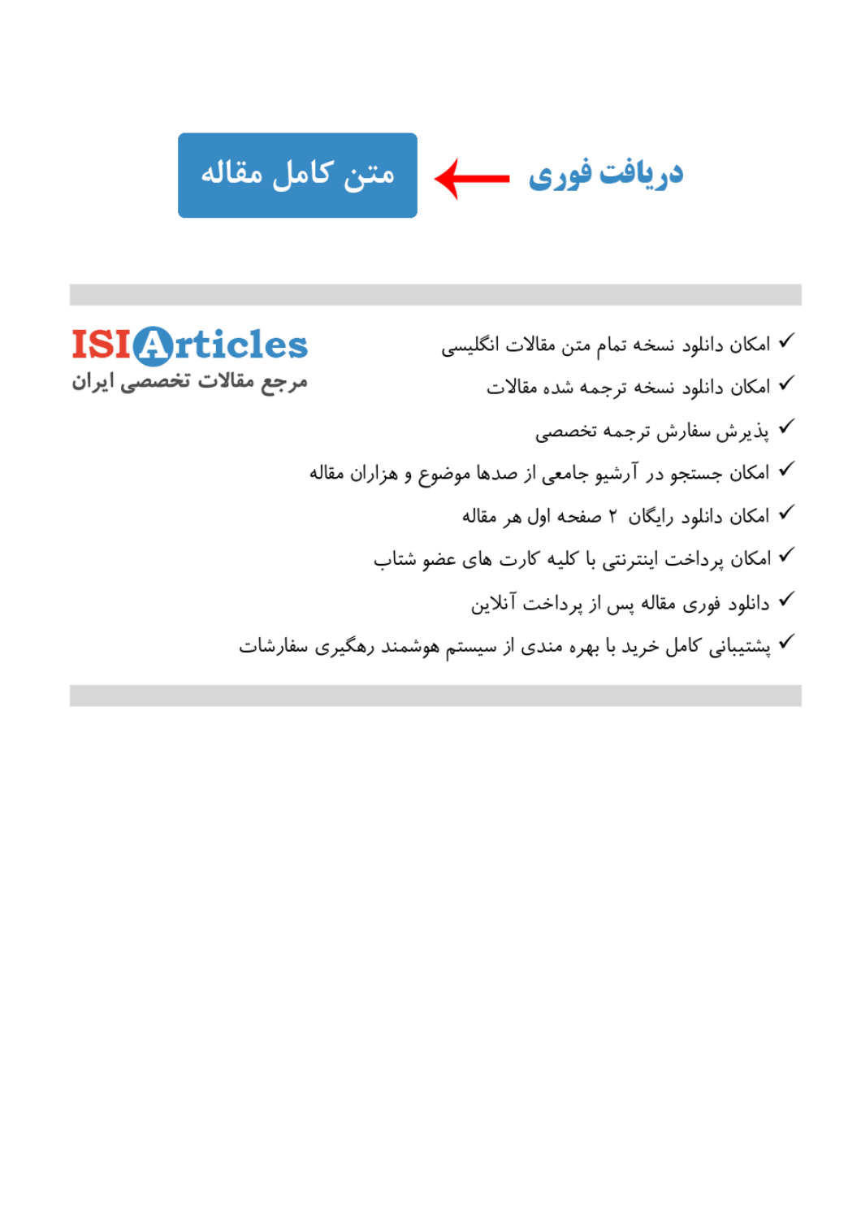دریافت فوری ← **متن کامل مقاله**

**ISIArticles**
مرجع مقالات تخصصی ایران

- ✓ امکان دانلود نسخه تمام متن مقالات انگلیسی
- ✓ امکان دانلود نسخه ترجمه شده مقالات
- ✓ پذیرش سفارش ترجمه تخصصی
- ✓ امکان جستجو در آرشیو جامعی از صدها موضوع و هزاران مقاله
- ✓ امکان دانلود رایگان ۲ صفحه اول هر مقاله
- ✓ امکان پرداخت اینترنتی با کلیه کارت های عضو شتاب
- ✓ دانلود فوری مقاله پس از پرداخت آنلاین
- ✓ پشتیبانی کامل خرید با بهره مندی از سیستم هوشمند رهگیری سفارشات